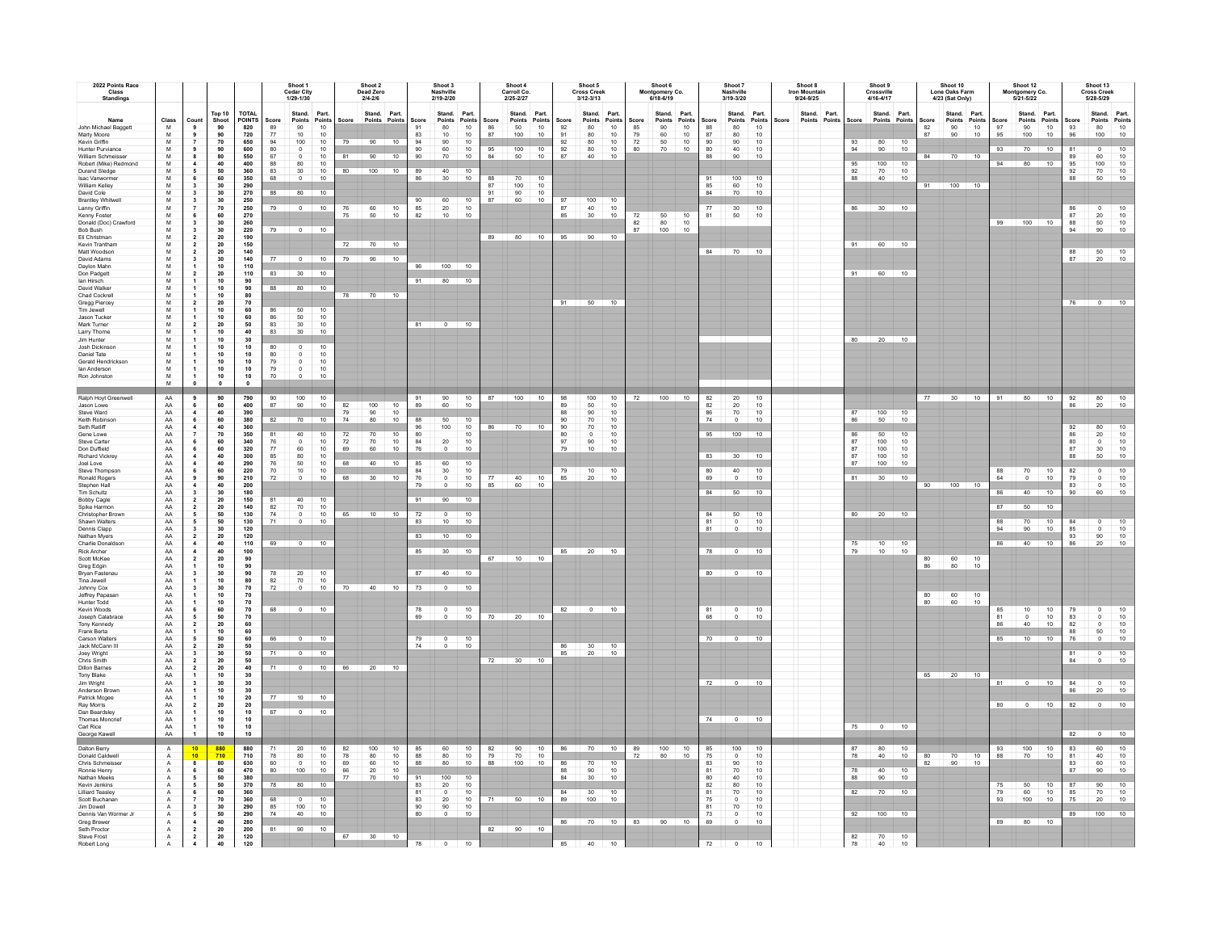| 2022 Points Race Class Standings | | | | | Shoot 1 Cedar City 1/29-1/30 | | | Shoot 2 Dead Zero 2/4-2/6 | | | Shoot 3 Nashville 2/19-2/20 | | | Shoot 4 Carroll Co. 2/25-2/27 | | | Shoot 5 Cross Creek 3/12-3/13 | | | Shoot 6 Montgomery Co. 6/18-6/19 | | | Shoot 7 Nashville 3/19-3/20 | | | Shoot 8 Iron Mountain 9/24-9/25 | | | Shoot 9 Crossville 4/16-4/17 | | | Shoot 10 Lone Oaks Farm 4/23 (Sat Only) | | | Shoot 12 Montgomery Co. 5/21-5/22 | | | Shoot 13 Cross Creek 5/28-5/29 | | |
|---|---|---|---|---|---|---|---|---|---|---|---|---|---|---|---|---|---|---|---|---|---|---|---|---|---|---|---|---|---|---|---|---|---|---|---|---|---|---|---|---|
| Name | Class | Count | Top 10 Shoot | TOTAL POINTS | Score | Stand. Points | Part. Points | Score | Stand. Points | Part. Points | Score | Stand. Points | Part. Points | Score | Stand. Points | Part. Points | Score | Stand. Points | Part. Points | Score | Stand. Points | Part. Points | Score | Stand. Points | Part. Points | Score | Stand. Points | Part. Points | Score | Stand. Points | Part. Points | Score | Stand. Points | Part. Points | Score | Stand. Points | Part. Points | Score | Stand. Points | Part. Points |
| John Michael Baggett | M | 9 | 90 | 820 | 89 | 90 | 10 | | | | 91 | 80 | 10 | 86 | 50 | 10 | 92 | 80 | 10 | 85 | 90 | 10 | 88 | 80 | 10 | | | | | | | 82 | 90 | 10 | 97 | 90 | 10 | 93 | 80 | 10 |
| Marty Moore | M | 9 | 90 | 720 | 77 | 10 | 10 | | | | 83 | 10 | 10 | 87 | 100 | 10 | 91 | 80 | 10 | 79 | 60 | 10 | 87 | 80 | 10 | | | | | | | 87 | 90 | 10 | 95 | 100 | 10 | 96 | 100 | 10 |
| Kevin Griffin | M | 7 | 70 | 650 | 94 | 100 | 10 | 79 | 90 | 10 | 94 | 90 | 10 | | | | 92 | 80 | 10 | 72 | 50 | 10 | 90 | 90 | 10 | | | | 93 | 80 | 10 | | | | | | | | | |
| Hunter Purviance | M | 9 | 90 | 600 | 80 | 0 | 10 | | | | 90 | 60 | 10 | 95 | 100 | 10 | 92 | 80 | 10 | 80 | 70 | 10 | 80 | 40 | 10 | | | | 94 | 90 | 10 | | | | 93 | 70 | 10 | 81 | 0 | 10 |
| William Schmeisser | M | 8 | 80 | 550 | 67 | 0 | 10 | 81 | 90 | 10 | 90 | 70 | 10 | 84 | 50 | 10 | 87 | 40 | 10 | | | | 88 | 90 | 10 | | | | | | | 84 | 70 | 10 | | | | 89 | 60 | 10 |
| Robert (Mike) Redmond | M | 4 | 40 | 400 | 88 | 80 | 10 | | | | | | | | | | | | | | | | | | | | | | 95 | 100 | 10 | | | | 94 | 80 | 10 | 95 | 100 | 10 |
| Durand Sledge | M | 5 | 50 | 360 | 83 | 30 | 10 | 80 | 100 | 10 | 89 | 40 | 10 | | | | | | | | | | | | | | | | 92 | 70 | 10 | | | | | | | 92 | 70 | 10 |
| Isac Vanwormer | M | 6 | 60 | 350 | 68 | 0 | 10 | | | | 86 | 30 | 10 | 88 | 70 | 10 | | | | | | | 91 | 100 | 10 | | | | 88 | 40 | 10 | | | | | | | 88 | 50 | 10 |
| William Kelley | M | 3 | 30 | 290 | | | | | | | | | | 87 | 100 | 10 | | | | | | | 85 | 60 | 10 | | | | | | | 91 | 100 | 10 | | | | | | |
| David Cole | M | 3 | 30 | 270 | 88 | 80 | 10 | | | | | | | 91 | 90 | 10 | | | | | | | 84 | 70 | 10 | | | | | | | | | | | | | | | |
| Brantley Whitwell | M | 3 | 30 | 250 | | | | | | | 90 | 60 | 10 | 87 | 60 | 10 | 97 | 100 | 10 | | | | | | | | | | | | | | | | | | | | | |
| Lanny Griffin | M | 7 | 70 | 250 | 79 | 0 | 10 | 76 | 60 | 10 | 85 | 20 | 10 | | | | 87 | 40 | 10 | | | | 77 | 30 | 10 | | | | 86 | 30 | 10 | | | | | | | 86 | 0 | 10 |
| Kenny Foster | M | 6 | 60 | 270 | | | | 75 | 50 | 10 | 82 | 10 | 10 | | | | 85 | 30 | 10 | 72 | 50 | 10 | 81 | 50 | 10 | | | | | | | | | | | | | 87 | 20 | 10 |
| Donald (Doc) Crawford | M | 3 | 30 | 260 | | | | | | | | | | | | | | | | 82 | 80 | 10 | | | | | | | | | | | | | 99 | 100 | 10 | 88 | 50 | 10 |
| Bob Bush | M | 3 | 30 | 220 | 79 | 0 | 10 | | | | | | | | | | | | | 87 | 100 | 10 | | | | | | | | | | | | | | | | 94 | 90 | 10 |
| Eli Christman | M | 2 | 20 | 190 | | | | | | | | | | 89 | 80 | 10 | 95 | 90 | 10 | | | | | | | | | | | | | | | | | | | | | |
| Kevin Trantham | M | 2 | 20 | 150 | | | | 72 | 70 | 10 | | | | | | | | | | | | | | | | | | | 91 | 60 | 10 | | | | | | | | | |
| Matt Woodson | M | 2 | 20 | 140 | | | | | | | | | | | | | | | | | | | 84 | 70 | 10 | | | | | | | | | | | | | 88 | 50 | 10 |
| David Adams | M | 3 | 30 | 140 | 77 | 0 | 10 | 79 | 90 | 10 | | | | | | | | | | | | | | | | | | | | | | | | | | | | 87 | 20 | 10 |
| Daylon Mahn | M | 1 | 10 | 110 | | | | | | | 96 | 100 | 10 | | | | | | | | | | | | | | | | | | | | | | | | | | | |
| Don Padgett | M | 2 | 20 | 110 | 83 | 30 | 10 | | | | | | | | | | | | | | | | | | | | | | 91 | 60 | 10 | | | | | | | | | |
| Ian Hirsch | M | 1 | 10 | 90 | | | | | | | 91 | 80 | 10 | | | | | | | | | | | | | | | | | | | | | | | | | | | |
| David Walker | M | 1 | 10 | 90 | 88 | 80 | 10 | | | | | | | | | | | | | | | | | | | | | | | | | | | | | | | | | |
| Chad Cockrell | M | 1 | 10 | 80 | | | | 78 | 70 | 10 | | | | | | | | | | | | | | | | | | | | | | | | | | | | | | |
| Gregg Piercey | M | 2 | 20 | 70 | | | | | | | | | | | | | 91 | 50 | 10 | | | | | | | | | | | | | | | | | | | 76 | 0 | 10 |
| Tim Jewell | M | 1 | 10 | 60 | 86 | 50 | 10 | | | | | | | | | | | | | | | | | | | | | | | | | | | | | | | | | |
| Jason Tucker | M | 1 | 10 | 60 | 86 | 50 | 10 | | | | | | | | | | | | | | | | | | | | | | | | | | | | | | | | | |
| Mark Turner | M | 2 | 20 | 50 | 83 | 30 | 10 | | | | 81 | 0 | 10 | | | | | | | | | | | | | | | | | | | | | | | | | | | |
| Larry Thorne | M | 1 | 10 | 40 | 83 | 30 | 10 | | | | | | | | | | | | | | | | | | | | | | | | | | | | | | | | | |
| Jim Hunter | M | 1 | 10 | 30 | | | | | | | | | | | | | | | | | | | | | | | | | 80 | 20 | 10 | | | | | | | | | |
| Josh Dickinson | M | 1 | 10 | 10 | 80 | 0 | 10 | | | | | | | | | | | | | | | | | | | | | | | | | | | | | | | | | |
| Daniel Tate | M | 1 | 10 | 10 | 80 | 0 | 10 | | | | | | | | | | | | | | | | | | | | | | | | | | | | | | | | | |
| Gerald Hendrickson | M | 1 | 10 | 10 | 79 | 0 | 10 | | | | | | | | | | | | | | | | | | | | | | | | | | | | | | | | | |
| Ian Anderson | M | 1 | 10 | 10 | 79 | 0 | 10 | | | | | | | | | | | | | | | | | | | | | | | | | | | | | | | | | |
| Ron Johnston | M | 1 | 10 | 10 | 70 | 0 | 10 | | | | | | | | | | | | | | | | | | | | | | | | | | | | | | | | | |
| | M | 0 | 0 | 0 | | | | | | | | | | | | | | | | | | | | | | | | | | | | | | | | | | | | |
| Ralph Hoyt Greenwell | AA | 9 | 90 | 790 | 90 | 100 | 10 | | | | 91 | 90 | 10 | 87 | 100 | 10 | 98 | 100 | 10 | 72 | 100 | 10 | 82 | 20 | 10 | | | | | | | 77 | 30 | 10 | 91 | 80 | 10 | 92 | 80 | 10 |
| Jason Lowe | AA | 6 | 60 | 400 | 87 | 90 | 10 | 82 | 100 | 10 | 89 | 60 | 10 | | | | 89 | 50 | 10 | | | | 82 | 20 | 10 | | | | | | | | | | | | | 86 | 20 | 10 |
| Steve Ward | AA | 4 | 40 | 390 | | | | 79 | 90 | 10 | | | | | | | 88 | 90 | 10 | | | | 86 | 70 | 10 | | | | 87 | 100 | 10 | | | | | | | | | |
| Keith Robinson | AA | 6 | 60 | 380 | 82 | 70 | 10 | 74 | 80 | 10 | 88 | 50 | 10 | | | | 90 | 70 | 10 | | | | 74 | 0 | 10 | | | | 86 | 50 | 10 | | | | | | | | | |
| Seth Ratliff | AA | 4 | 40 | 360 | | | | | | | 96 | 100 | 10 | 86 | 70 | 10 | 90 | 70 | 10 | | | | | | | | | | | | | | | | | | | 92 | 80 | 10 |
| Gene Lowe | AA | 7 | 70 | 350 | 81 | 40 | 10 | 72 | 70 | 10 | 80 | | 10 | | | | 80 | 0 | 10 | | | | 95 | 100 | 10 | | | | 86 | 50 | 10 | | | | | | | 86 | 20 | 10 |
| Steve Carter | AA | 6 | 60 | 340 | 76 | 0 | 10 | 72 | 70 | 10 | 84 | 20 | 10 | | | | 97 | 90 | 10 | | | | | | | | | | 87 | 100 | 10 | | | | | | | 80 | 0 | 10 |
| Don Duffield | AA | 6 | 60 | 320 | 77 | 60 | 10 | 69 | 60 | 10 | 76 | 0 | 10 | | | | 79 | 10 | 10 | | | | | | | | | | 87 | 100 | 10 | | | | | | | 87 | 30 | 10 |
| Richard Vickrey | AA | 4 | 40 | 300 | 85 | 80 | 10 | | | | | | | | | | | | | | | | 83 | 30 | 10 | | | | 87 | 100 | 10 | | | | | | | 88 | 50 | 10 |
| Joel Love | AA | 4 | 40 | 290 | 76 | 50 | 10 | 68 | 40 | 10 | 85 | 60 | 10 | | | | | | | | | | | | | | | | 87 | 100 | 10 | | | | | | | | | |
| Steve Thompson | AA | 6 | 60 | 220 | 70 | 10 | 10 | | | | 84 | 30 | 10 | | | | 79 | 10 | 10 | | | | 80 | 40 | 10 | | | | | | | | | | 88 | 70 | 10 | 82 | 0 | 10 |
| Ronald Rogers | AA | 9 | 90 | 210 | 72 | 0 | 10 | 68 | 30 | 10 | 76 | 0 | 10 | 77 | 40 | 10 | 85 | 20 | 10 | | | | 69 | 0 | 10 | | | | 81 | 30 | 10 | | | | 64 | 0 | 10 | 79 | 0 | 10 |
| Stephen Hall | AA | 4 | 40 | 200 | | | | | | | 79 | 0 | 10 | 85 | 60 | 10 | | | | | | | | | | | | | | | | 90 | 100 | 10 | | | | 83 | 0 | 10 |
| Tim Schultz | AA | 3 | 30 | 180 | | | | | | | | | | | | | | | | | | | 84 | 50 | 10 | | | | | | | | | | 86 | 40 | 10 | 90 | 60 | 10 |
| Bobby Cagle | AA | 2 | 20 | 150 | 81 | 40 | 10 | | | | 91 | 90 | 10 | | | | | | | | | | | | | | | | | | | | | | | | | | | |
| Spike Harmon | AA | 2 | 20 | 140 | 82 | 70 | 10 | | | | | | | | | | | | | | | | | | | | | | | | | | | | 87 | 50 | 10 | | | |
| Christopher Brown | AA | 5 | 50 | 130 | 74 | 0 | 10 | 65 | 10 | 10 | 72 | 0 | 10 | | | | | | | | | | 84 | 50 | 10 | | | | 80 | 20 | 10 | | | | | | | | | |
| Shawn Walters | AA | 5 | 50 | 130 | 71 | 0 | 10 | | | | 83 | 10 | 10 | | | | | | | | | | 81 | 0 | 10 | | | | | | | | | | 88 | 70 | 10 | 84 | 0 | 10 |
| Dennis Clapp | AA | 3 | 30 | 120 | | | | | | | | | | | | | | | | | | | 81 | 0 | 10 | | | | | | | | | | 94 | 90 | 10 | 85 | 0 | 10 |
| Nathan Myers | AA | 2 | 20 | 120 | | | | | | | 83 | 10 | 10 | | | | | | | | | | | | | | | | | | | | | | | | | 93 | 90 | 10 |
| Charlie Donaldson | AA | 4 | 40 | 110 | 69 | 0 | 10 | | | | | | | | | | | | | | | | | | | | | | 75 | 10 | 10 | | | | 86 | 40 | 10 | 86 | 20 | 10 |
| Rick Archer | AA | 4 | 40 | 100 | | | | | | | 85 | 30 | 10 | | | | 85 | 20 | 10 | | | | 78 | 0 | 10 | | | | 79 | 10 | 10 | | | | | | | | | |
| Scott McKee | AA | 2 | 20 | 90 | | | | | | | | | | 67 | 10 | 10 | | | | | | | | | | | | | | | | 80 | 60 | 10 | | | | | | |
| Greg Edgin | AA | 1 | 10 | 90 | | | | | | | | | | | | | | | | | | | | | | | | | | | | 86 | 80 | 10 | | | | | | |
| Bryan Fastenau | AA | 3 | 30 | 90 | 78 | 20 | 10 | | | | 87 | 40 | 10 | | | | | | | | | | 80 | 0 | 10 | | | | | | | | | | | | | | | |
| Tina Jewell | AA | 1 | 10 | 80 | 82 | 70 | 10 | | | | | | | | | | | | | | | | | | | | | | | | | | | | | | | | | |
| Johnny Cox | AA | 3 | 30 | 70 | 72 | 0 | 10 | 70 | 40 | 10 | 73 | 0 | 10 | | | | | | | | | | | | | | | | | | | | | | | | | | | |
| Jeffrey Papasan | AA | 1 | 10 | 70 | | | | | | | | | | | | | | | | | | | | | | | | | | | | 80 | 60 | 10 | | | | | | |
| Hunter Todd | AA | 1 | 10 | 70 | | | | | | | | | | | | | | | | | | | | | | | | | | | | 80 | 60 | 10 | | | | | | |
| Kevin Woods | AA | 6 | 60 | 70 | 68 | 0 | 10 | | | | 78 | 0 | 10 | | | | 82 | 0 | 10 | | | | 81 | 0 | 10 | | | | | | | | | | 85 | 10 | 10 | 79 | 0 | 10 |
| Joseph Calabrace | AA | 5 | 50 | 70 | | | | | | | 69 | 0 | 10 | 70 | 20 | 10 | | | | | | | 68 | 0 | 10 | | | | | | | | | | 81 | 0 | 10 | 83 | 0 | 10 |
| Tony Kennedy | AA | 2 | 20 | 60 | | | | | | | | | | | | | | | | | | | | | | | | | | | | | | | 86 | 40 | 10 | 82 | 0 | 10 |
| Frank Berta | AA | 1 | 10 | 60 | | | | | | | | | | | | | | | | | | | | | | | | | | | | | | | | | | 88 | 50 | 10 |
| Carson Walters | AA | 5 | 50 | 60 | 66 | 0 | 10 | | | | 79 | 0 | 10 | | | | | | | | | | 70 | 0 | 10 | | | | | | | | | | 85 | 10 | 10 | 76 | 0 | 10 |
| Jack McCann III | AA | 2 | 20 | 50 | | | | | | | 74 | 0 | 10 | | | | 86 | 30 | 10 | | | | | | | | | | | | | | | | | | | | | |
| Joey Wright | AA | 3 | 30 | 50 | 71 | 0 | 10 | | | | | | | | | | 85 | 20 | 10 | | | | | | | | | | | | | | | | | | | 81 | 0 | 10 |
| Chris Smith | AA | 2 | 20 | 50 | | | | | | | | | | 72 | 30 | 10 | | | | | | | | | | | | | | | | | | | | | | 84 | 0 | 10 |
| Dillon Barnes | AA | 2 | 20 | 40 | 71 | 0 | 10 | 66 | 20 | 10 | | | | | | | | | | | | | | | | | | | | | | | | | | | | | | |
| Tony Blake | AA | 1 | 10 | 30 | | | | | | | | | | | | | | | | | | | | | | | | | | | | 65 | 20 | 10 | | | | | | |
| Jim Wright | AA | 3 | 30 | 30 | | | | | | | | | | | | | | | | | | | 72 | 0 | 10 | | | | | | | | | | 81 | 0 | 10 | 84 | 0 | 10 |
| Anderson Brown | AA | 1 | 10 | 30 | | | | | | | | | | | | | | | | | | | | | | | | | | | | | | | | | | 86 | 20 | 10 |
| Patrick Mcgee | AA | 1 | 10 | 20 | 77 | 10 | 10 | | | | | | | | | | | | | | | | | | | | | | | | | | | | | | | | | |
| Ray Morris | AA | 2 | 20 | 20 | | | | | | | | | | | | | | | | | | | | | | | | | | | | | | | 80 | 0 | 10 | 82 | 0 | 10 |
| Dan Beardsley | AA | 1 | 10 | 10 | 67 | 0 | 10 | | | | | | | | | | | | | | | | | | | | | | | | | | | | | | | | | |
| Thomas Moncrief | AA | 1 | 10 | 10 | | | | | | | | | | | | | | | | | | | 74 | 0 | 10 | | | | | | | | | | | | | | | |
| Carl Rice | AA | 1 | 10 | 10 | | | | | | | | | | | | | | | | | | | | | | | | | 75 | 0 | 10 | | | | | | | | | |
| George Kawell | AA | 1 | 10 | 10 | | | | | | | | | | | | | | | | | | | | | | | | | | | | | | | | | | 82 | 0 | 10 |
| Dalton Berry | A | 10 | 880 | 880 | 71 | 20 | 10 | 82 | 100 | 10 | 85 | 60 | 10 | 82 | 90 | 10 | 86 | 70 | 10 | 89 | 100 | 10 | 85 | 100 | 10 | | | | 87 | 80 | 10 | | | | 93 | 100 | 10 | 83 | 60 | 10 |
| Donald Caldwell | A | 10 | 710 | 710 | 78 | 80 | 10 | 78 | 80 | 10 | 88 | 80 | 10 | 79 | 70 | 10 | | | | 72 | 80 | 10 | 75 | 0 | 10 | | | | 78 | 40 | 10 | 80 | 70 | 10 | 88 | 70 | 10 | 81 | 40 | 10 |
| Chris Schmeisser | A | 8 | 80 | 630 | 60 | 0 | 10 | 69 | 60 | 10 | 88 | 80 | 10 | 88 | 100 | 10 | 86 | 70 | 10 | | | | 83 | 90 | 10 | | | | | | | 82 | 90 | 10 | | | | 83 | 60 | 10 |
| Ronnie Henry | A | 6 | 60 | 470 | 80 | 100 | 10 | 66 | 20 | 10 | | | | | | | 88 | 90 | 10 | | | | 81 | 70 | 10 | | | | 78 | 40 | 10 | | | | | | | 87 | 90 | 10 |
| Nathan Meeks | A | 5 | 50 | 380 | | | | 77 | 70 | 10 | 91 | 100 | 10 | | | | 84 | 30 | 10 | | | | 80 | 40 | 10 | | | | 88 | 90 | 10 | | | | | | | | | |
| Kevin Jenkins | A | 5 | 50 | 370 | 78 | 80 | 10 | | | | 83 | 20 | 10 | | | | | | | | | | 82 | 80 | 10 | | | | | | | | | | 75 | 50 | 10 | 87 | 90 | 10 |
| Lilliard Teasley | A | 6 | 60 | 360 | | | | | | | 81 | 0 | 10 | | | | 84 | 30 | 10 | | | | 81 | 70 | 10 | | | | 82 | 70 | 10 | | | | 79 | 60 | 10 | 85 | 70 | 10 |
| Scott Buchanan | A | 7 | 70 | 360 | 68 | 0 | 10 | | | | 83 | 20 | 10 | 71 | 50 | 10 | 89 | 100 | 10 | | | | 75 | 0 | 10 | | | | | | | | | | 93 | 100 | 10 | 75 | 20 | 10 |
| Jim Dowell | A | 3 | 30 | 290 | 85 | 100 | 10 | | | | 90 | 90 | 10 | | | | | | | | | | 81 | 70 | 10 | | | | | | | | | | | | | | | |
| Dennis Van Wormer Jr | A | 5 | 50 | 290 | 74 | 40 | 10 | | | | 80 | 0 | 10 | | | | | | | | | | 73 | 0 | 10 | | | | 92 | 100 | 10 | | | | | | | 89 | 100 | 10 |
| Greg Brewer | A | 4 | 40 | 280 | | | | | | | | | | | | | 86 | 70 | 10 | 83 | 90 | 10 | 69 | 0 | 10 | | | | | | | | | | 89 | 80 | 10 | | | |
| Seth Proctor | A | 2 | 20 | 200 | 81 | 90 | 10 | | | | | | | 82 | 90 | 10 | | | | | | | | | | | | | | | | | | | | | | | | |
| Steve Frost | A | 2 | 20 | 120 | | | | 67 | 30 | 10 | | | | | | | | | | | | | | | | | | | 82 | 70 | 10 | | | | | | | | | |
| Robert Long | A | 4 | 40 | 120 | | | | | | | 78 | 0 | 10 | | | | 85 | 40 | 10 | | | | 72 | 0 | 10 | | | | 78 | 40 | 10 | | | | | | | | | |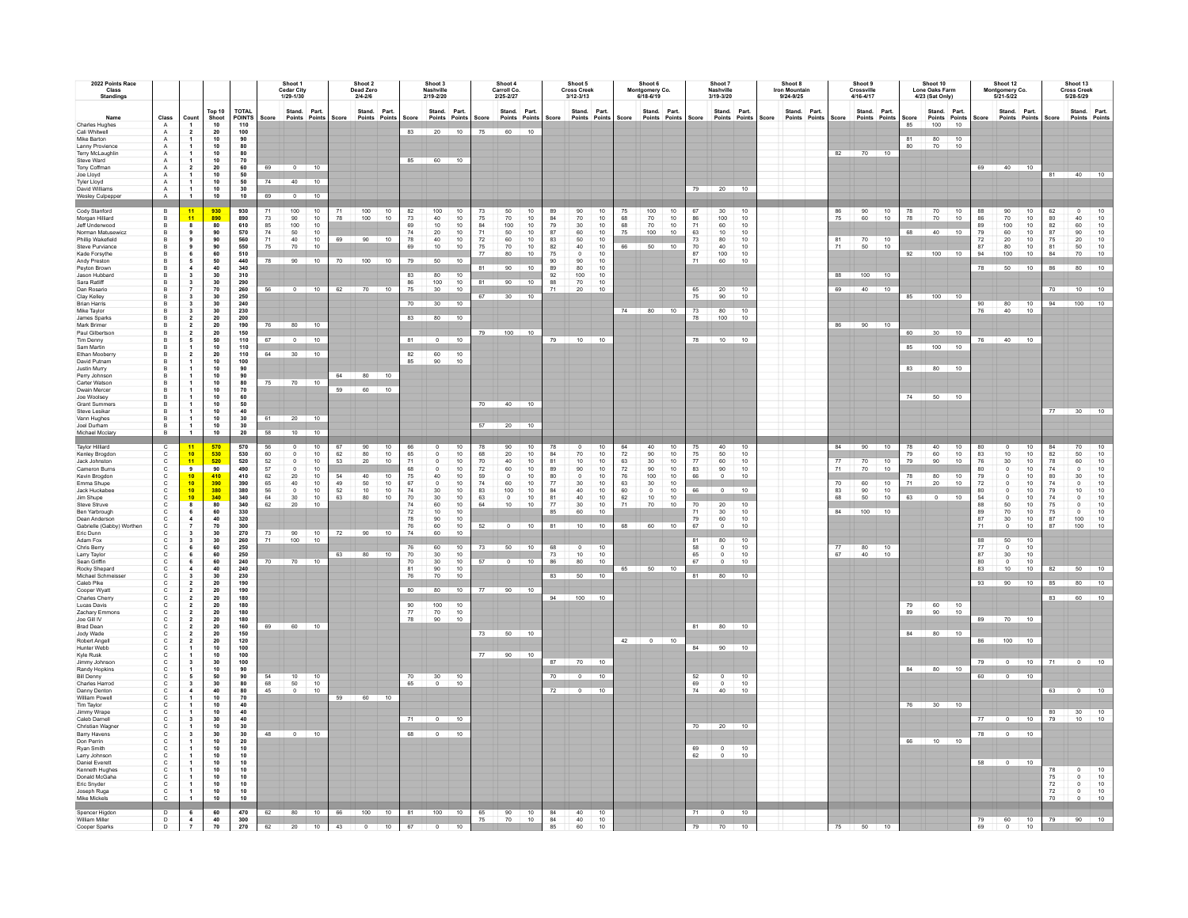# 2022 Points Race Class Standings

| Name | Class | Count | Top 10 Shoot | TOTAL POINTS | Shoot 1 Cedar City 1/29-1/30 | | | Shoot 2 Dead Zero 2/4-2/6 | | | Shoot 3 Nashville 2/19-2/20 | | | Shoot 4 Carroll Co. 2/25-2/27 | | | Shoot 5 Cross Creek 3/12-3/13 | | | Shoot 6 Montgomery Co. 6/18-6/19 | | | Shoot 7 Nashville 3/19-3/20 | | | Shoot 8 Iron Mountain 9/24-9/25 | | | Shoot 9 Crossville 4/16-4/17 | | | Shoot 10 Lone Oaks Farm 4/23 (Sat Only) | | | Shoot 12 Montgomery Co. 5/21-5/22 | | | Shoot 13 Cross Creek 5/28-5/29 | | |
|---|---|---|---|---|---|---|---|---|---|---|---|---|---|---|---|---|---|---|---|---|---|---|---|---|---|---|---|---|---|---|---|---|---|---|---|---|---|---|---|---|
| | | | | | Score | Stand. Points | Part. Points | Score | Stand. Points | Part. Points | Score | Stand. Points | Part. Points | Score | Stand. Points | Part. Points | Score | Stand. Points | Part. Points | Score | Stand. Points | Part. Points | Score | Stand. Points | Part. Points | Score | Stand. Points | Part. Points | Score | Stand. Points | Part. Points | Score | Stand. Points | Part. Points | Score | Stand. Points | Part. Points | Score | Stand. Points | Part. Points |
| Charles Hughes | A | 1 | 10 | 110 | | | | | | | | | | | | | | | | | | | | | | | | | | | | 85 | 100 | 10 | | | | | | |
| Cali Whitwell | A | 2 | 20 | 100 | | | | | | | 83 | 20 | 10 | 75 | 60 | 10 | | | | | | | | | | | | | | | | | | | | | | | | |
| Mike Barton | A | 1 | 10 | 90 | | | | | | | | | | | | | | | | | | | | | | | | | | | | 81 | 80 | 10 | | | | | | |
| Lanny Provience | A | 1 | 10 | 80 | | | | | | | | | | | | | | | | | | | | | | | | | | | | 80 | 70 | 10 | | | | | | |
| Terry McLaughlin | A | 1 | 10 | 80 | | | | | | | | | | | | | | | | | | | | | | | | | 82 | 70 | 10 | | | | | | | | | |
| Steve Ward | A | 1 | 10 | 70 | | | | | | | 85 | 60 | 10 | | | | | | | | | | | | | | | | | | | | | | | | | | | |
| Tony Coffman | A | 2 | 20 | 60 | 69 | 0 | 10 | | | | | | | | | | | | | | | | | | | | | | | | | | | | 69 | 40 | 10 | | | |
| Joe Lloyd | A | 1 | 10 | 50 | | | | | | | | | | | | | | | | | | | | | | | | | | | | | | | | | | 81 | 40 | 10 |
| Tyler Lloyd | A | 1 | 10 | 50 | 74 | 40 | 10 | | | | | | | | | | | | | | | | | | | | | | | | | | | | | | | | | |
| David Williams | A | 1 | 10 | 30 | | | | | | | | | | | | | | | | | | | 79 | 20 | 10 | | | | | | | | | | | | | | | |
| Wesley Culpepper | A | 1 | 10 | 10 | 69 | 0 | 10 | | | | | | | | | | | | | | | | | | | | | | | | | | | | | | | | | |
| Cody Stanford | B | 11 | 930 | 930 | 71 | 100 | 10 | 71 | 100 | 10 | 82 | 100 | 10 | 73 | 50 | 10 | 89 | 90 | 10 | 75 | 100 | 10 | 67 | 30 | 10 | | | | 86 | 90 | 10 | 78 | 70 | 10 | 88 | 90 | 10 | 62 | 0 | 10 |
| Morgan Hilliard | B | 11 | 890 | 890 | 73 | 90 | 10 | 78 | 100 | 10 | 73 | 40 | 10 | 75 | 70 | 10 | 84 | 70 | 10 | 68 | 70 | 10 | 86 | 100 | 10 | | | | 75 | 60 | 10 | 78 | 70 | 10 | 86 | 70 | 10 | 80 | 40 | 10 |
| Jeff Underwood | B | 8 | 80 | 610 | 85 | 100 | 10 | | | | 69 | 10 | 10 | 84 | 100 | 10 | 79 | 30 | 10 | 68 | 70 | 10 | 71 | 60 | 10 | | | | | | | | | | 89 | 100 | 10 | 82 | 60 | 10 |
| Norman Matusewicz | B | 9 | 90 | 570 | 74 | 50 | 10 | | | | 74 | 20 | 10 | 71 | 50 | 10 | 87 | 60 | 10 | 75 | 100 | 10 | 63 | 10 | 10 | | | | | | | 68 | 40 | 10 | 79 | 60 | 10 | 87 | 90 | 10 |
| Phillip Wakefield | B | 9 | 90 | 560 | 71 | 40 | 10 | 69 | 90 | 10 | 78 | 40 | 10 | 72 | 60 | 10 | 83 | 50 | 10 | | | | 73 | 80 | 10 | | | | 81 | 70 | 10 | | | | 72 | 20 | 10 | 75 | 20 | 10 |
| Steve Purviance | B | 9 | 90 | 550 | 75 | 70 | 10 | | | | 69 | 10 | 10 | 75 | 70 | 10 | 82 | 40 | 10 | 66 | 50 | 10 | 70 | 40 | 10 | | | | 71 | 50 | 10 | | | | 87 | 80 | 10 | 81 | 50 | 10 |
| Kade Forsythe | B | 6 | 60 | 510 | | | | | | | | | | 77 | 80 | 10 | 75 | 0 | 10 | | | | 87 | 100 | 10 | | | | | | | 92 | 100 | 10 | 94 | 100 | 10 | 84 | 70 | 10 |
| Andy Preston | B | 5 | 50 | 440 | 78 | 90 | 10 | 70 | 100 | 10 | 79 | 50 | 10 | | | | 90 | 90 | 10 | | | | 71 | 60 | 10 | | | | | | | | | | | | | | | |
| Peyton Brown | B | 4 | 40 | 340 | | | | | | | | | | 81 | 90 | 10 | 89 | 80 | 10 | | | | | | | | | | | | | | | | 78 | 50 | 10 | 86 | 80 | 10 |
| Jason Hubbard | B | 3 | 30 | 310 | | | | | | | 83 | 80 | 10 | | | | 92 | 100 | 10 | | | | | | | | | | 88 | 100 | 10 | | | | | | | | | |
| Sara Ratliff | B | 3 | 30 | 290 | | | | | | | 86 | 100 | 10 | 81 | 90 | 10 | 88 | 70 | 10 | | | | | | | | | | | | | | | | | | | | | |
| Dan Rosario | B | 7 | 70 | 260 | 56 | 0 | 10 | 62 | 70 | 10 | 75 | 30 | 10 | | | | 71 | 20 | 10 | | | | 65 | 20 | 10 | | | | 69 | 40 | 10 | | | | | | | 70 | 10 | 10 |
| Clay Kelley | B | 3 | 30 | 250 | | | | | | | | | | 67 | 30 | 10 | | | | | | | 75 | 90 | 10 | | | | | | | 85 | 100 | 10 | | | | | | |
| Brian Harris | B | 3 | 30 | 240 | | | | | | | 70 | 30 | 10 | | | | | | | | | | | | | | | | | | | | | | 90 | 80 | 10 | 94 | 100 | 10 |
| Mike Taylor | B | 3 | 30 | 230 | | | | | | | | | | | | | | | | 74 | 80 | 10 | 73 | 80 | 10 | | | | | | | | | | 76 | 40 | 10 | | | |
| James Sparks | B | 2 | 20 | 200 | | | | | | | 83 | 80 | 10 | | | | | | | | | | 78 | 100 | 10 | | | | | | | | | | | | | | | |
| Mark Brimer | B | 2 | 20 | 190 | 76 | 80 | 10 | | | | | | | | | | | | | | | | | | | | | | 86 | 90 | 10 | | | | | | | | | |
| Paul Gilbertson | B | 2 | 20 | 150 | | | | | | | | | | 79 | 100 | 10 | | | | | | | | | | | | | | | | 60 | 30 | 10 | | | | | | |
| Tim Denny | B | 5 | 50 | 110 | 67 | 0 | 10 | | | | 81 | 0 | 10 | | | | 79 | 10 | 10 | | | | 78 | 10 | 10 | | | | | | | | | | 76 | 40 | 10 | | | |
| Sam Martin | B | 1 | 10 | 110 | | | | | | | | | | | | | | | | | | | | | | | | | | | | 85 | 100 | 10 | | | | | | |
| Ethan Mooberry | B | 2 | 20 | 110 | 64 | 30 | 10 | | | | 82 | 60 | 10 | | | | | | | | | | | | | | | | | | | | | | | | | | | |
| David Putnam | B | 1 | 10 | 100 | | | | | | | 85 | 90 | 10 | | | | | | | | | | | | | | | | | | | | | | | | | | | |
| Justin Murry | B | 1 | 10 | 90 | | | | | | | | | | | | | | | | | | | | | | | | | | | | 83 | 80 | 10 | | | | | | |
| Perry Johnson | B | 1 | 10 | 90 | | | | 64 | 80 | 10 | | | | | | | | | | | | | | | | | | | | | | | | | | | | | | |
| Carter Watson | B | 1 | 10 | 80 | 75 | 70 | 10 | | | | | | | | | | | | | | | | | | | | | | | | | | | | | | | | | |
| Dwain Mercer | B | 1 | 10 | 70 | | | | 59 | 60 | 10 | | | | | | | | | | | | | | | | | | | | | | | | | | | | | | |
| Joe Woolsey | B | 1 | 10 | 60 | | | | | | | | | | | | | | | | | | | | | | | | | | | | 74 | 50 | 10 | | | | | | |
| Grant Summers | B | 1 | 10 | 50 | | | | | | | | | | 70 | 40 | 10 | | | | | | | | | | | | | | | | | | | | | | | | |
| Steve Lesikar | B | 1 | 10 | 40 | | | | | | | | | | | | | | | | | | | | | | | | | | | | | | | | | | 77 | 30 | 10 |
| Vann Hughes | B | 1 | 10 | 30 | 61 | 20 | 10 | | | | | | | | | | | | | | | | | | | | | | | | | | | | | | | | | |
| Joel Durham | B | 1 | 10 | 30 | | | | | | | | | | 57 | 20 | 10 | | | | | | | | | | | | | | | | | | | | | | | | |
| Michael Mcclary | B | 1 | 10 | 20 | 58 | 10 | 10 | | | | | | | | | | | | | | | | | | | | | | | | | | | | | | | | | |
| Taylor Hilliard | C | 11 | 570 | 570 | 56 | 0 | 10 | 67 | 90 | 10 | 66 | 0 | 10 | 78 | 90 | 10 | 78 | 0 | 10 | 64 | 40 | 10 | 75 | 40 | 10 | | | | 84 | 90 | 10 | 78 | 40 | 10 | 80 | 0 | 10 | 84 | 70 | 10 |
| Kenley Brogdon | C | 10 | 530 | 530 | 60 | 0 | 10 | 62 | 80 | 10 | 65 | 0 | 10 | 68 | 20 | 10 | 84 | 70 | 10 | 72 | 90 | 10 | 75 | 50 | 10 | | | | | | | 79 | 60 | 10 | 83 | 10 | 10 | 82 | 50 | 10 |
| Jack Johnston | C | 11 | 520 | 520 | 52 | 0 | 10 | 53 | 20 | 10 | 71 | 0 | 10 | 70 | 40 | 10 | 81 | 10 | 10 | 63 | 30 | 10 | 77 | 60 | 10 | | | | 77 | 70 | 10 | 79 | 90 | 10 | 76 | 30 | 10 | 78 | 60 | 10 |
| Cameron Burns | C | 9 | 90 | 490 | 57 | 0 | 10 | | | | 68 | 0 | 10 | 72 | 60 | 10 | 89 | 90 | 10 | 72 | 90 | 10 | 83 | 90 | 10 | | | | 71 | 70 | 10 | | | | 80 | 0 | 10 | 74 | 0 | 10 |
| Kevin Brogdon | C | 10 | 410 | 410 | 62 | 20 | 10 | 54 | 40 | 10 | 75 | 40 | 10 | 59 | 0 | 10 | 80 | 0 | 10 | 76 | 100 | 10 | 66 | 0 | 10 | | | | | | | 78 | 80 | 10 | 79 | 0 | 10 | 80 | 30 | 10 |
| Emma Shupe | C | 10 | 390 | 390 | 65 | 40 | 10 | 49 | 50 | 10 | 67 | 0 | 10 | 74 | 60 | 10 | 77 | 30 | 10 | 63 | 30 | 10 | | | | | | | 70 | 60 | 10 | 71 | 20 | 10 | 72 | 0 | 10 | 74 | 0 | 10 |
| Jack Huckabee | C | 10 | 380 | 380 | 56 | 0 | 10 | 52 | 10 | 10 | 74 | 30 | 10 | 83 | 100 | 10 | 84 | 40 | 10 | 60 | 0 | 10 | 66 | 0 | 10 | | | | 83 | 90 | 10 | | | | 80 | 0 | 10 | 79 | 10 | 10 |
| Jim Shupe | C | 10 | 340 | 340 | 64 | 30 | 10 | 63 | 80 | 10 | 70 | 30 | 10 | 63 | 0 | 10 | 81 | 40 | 10 | 62 | 10 | 10 | | | | | | | 68 | 50 | 10 | 63 | 0 | 10 | 54 | 0 | 10 | 74 | 0 | 10 |
| Steve Struve | C | 8 | 80 | 340 | 62 | 20 | 10 | | | | 74 | 60 | 10 | 64 | 10 | 10 | 77 | 30 | 10 | 71 | 70 | 10 | 70 | 20 | 10 | | | | | | | | | | 88 | 50 | 10 | 75 | 0 | 10 |
| Ben Yarbrough | C | 6 | 60 | 330 | | | | | | | 72 | 10 | 10 | | | | 85 | 60 | 10 | | | | 71 | 30 | 10 | | | | 84 | 100 | 10 | | | | 89 | 70 | 10 | 75 | 0 | 10 |
| Dean Anderson | C | 4 | 40 | 320 | | | | | | | 78 | 90 | 10 | | | | | | | | | | 79 | 60 | 10 | | | | | | | | | | 87 | 30 | 10 | 87 | 100 | 10 |
| Gabrielle (Gabby) Worthen | C | 7 | 70 | 300 | | | | | | | 76 | 60 | 10 | 52 | 0 | 10 | 81 | 10 | 10 | 68 | 60 | 10 | 67 | 0 | 10 | | | | | | | | | | 71 | 0 | 10 | 87 | 100 | 10 |
| Eric Dunn | C | 3 | 30 | 270 | 73 | 90 | 10 | 72 | 90 | 10 | 74 | 60 | 10 | | | | | | | | | | | | | | | | | | | | | | | | | | | |
| Adam Fox | C | 3 | 30 | 260 | 71 | 100 | 10 | | | | | | | | | | | | | | | | 81 | 80 | 10 | | | | | | | | | | 88 | 50 | 10 | | | |
| Chris Berry | C | 6 | 60 | 250 | | | | | | | 76 | 60 | 10 | 73 | 50 | 10 | 68 | 0 | 10 | | | | 58 | 0 | 10 | | | | 77 | 80 | 10 | | | | 77 | 0 | 10 | | | |
| Larry Taylor | C | 6 | 60 | 250 | | | | 63 | 80 | 10 | 70 | 30 | 10 | | | | 73 | 10 | 10 | | | | 65 | 0 | 10 | | | | 67 | 40 | 10 | | | | 87 | 30 | 10 | | | |
| Sean Griffin | C | 6 | 60 | 240 | 70 | 70 | 10 | | | | 70 | 30 | 10 | 57 | 0 | 10 | 86 | 80 | 10 | | | | 67 | 0 | 10 | | | | | | | | | | 80 | 0 | 10 | | | |
| Rocky Shepard | C | 4 | 40 | 240 | | | | | | | 81 | 90 | 10 | | | | | | | 65 | 50 | 10 | | | | | | | | | | | | | 83 | 10 | 10 | 82 | 50 | 10 |
| Michael Schmeisser | C | 3 | 30 | 230 | | | | | | | 76 | 70 | 10 | | | | 83 | 50 | 10 | | | | 81 | 80 | 10 | | | | | | | | | | | | | | | |
| Caleb Pike | C | 2 | 20 | 190 | | | | | | | | | | | | | | | | | | | | | | | | | | | | | | | 93 | 90 | 10 | 85 | 80 | 10 |
| Cooper Wyatt | C | 2 | 20 | 190 | | | | | | | 80 | 80 | 10 | 77 | 90 | 10 | | | | | | | | | | | | | | | | | | | | | | | | |
| Charles Cherry | C | 2 | 20 | 180 | | | | | | | | | | | | | 94 | 100 | 10 | | | | | | | | | | | | | | | | | | | 83 | 60 | 10 |
| Lucas Davis | C | 2 | 20 | 180 | | | | | | | 90 | 100 | 10 | | | | | | | | | | | | | | | | | | | 79 | 60 | 10 | | | | | | |
| Zachary Emmons | C | 2 | 20 | 180 | | | | | | | 77 | 70 | 10 | | | | | | | | | | | | | | | | | | | 89 | 90 | 10 | | | | | | |
| Joe Gill IV | C | 2 | 20 | 180 | | | | | | | 78 | 90 | 10 | | | | | | | | | | | | | | | | | | | | | | 89 | 70 | 10 | | | |
| Brad Dean | C | 2 | 20 | 160 | 69 | 60 | 10 | | | | | | | | | | | | | | | | 81 | 80 | 10 | | | | | | | | | | | | | | | |
| Jody Wade | C | 2 | 20 | 150 | | | | | | | | | | 73 | 50 | 10 | | | | | | | | | | | | | | | | 84 | 80 | 10 | | | | | | |
| Robert Angell | C | 2 | 20 | 120 | | | | | | | | | | | | | | | | 42 | 0 | 10 | | | | | | | | | | | | | 86 | 100 | 10 | | | |
| Hunter Webb | C | 1 | 10 | 100 | | | | | | | | | | | | | | | | | | | 84 | 90 | 10 | | | | | | | | | | | | | | | |
| Kyle Rusk | C | 1 | 10 | 100 | | | | | | | | | | 77 | 90 | 10 | | | | | | | | | | | | | | | | | | | | | | | | |
| Jimmy Johnson | C | 3 | 30 | 100 | | | | | | | | | | | | | 87 | 70 | 10 | | | | | | | | | | | | | | | | 79 | 0 | 10 | 71 | 0 | 10 |
| Randy Hopkins | C | 1 | 10 | 90 | | | | | | | | | | | | | | | | | | | | | | | | | | | | 84 | 80 | 10 | | | | | | |
| Bill Denny | C | 5 | 50 | 90 | 54 | 10 | 10 | | | | 70 | 30 | 10 | | | | 70 | 0 | 10 | | | | 52 | 0 | 10 | | | | | | | | | | 60 | 0 | 10 | | | |
| Charles Harrod | C | 3 | 30 | 80 | 68 | 50 | 10 | | | | 65 | 0 | 10 | | | | | | | | | | 69 | 0 | 10 | | | | | | | | | | | | | | | |
| Danny Denton | C | 4 | 40 | 80 | 45 | 0 | 10 | | | | | | | | | | 72 | 0 | 10 | | | | 74 | 40 | 10 | | | | | | | | | | | | | 63 | 0 | 10 |
| William Powell | C | 1 | 10 | 70 | | | | 59 | 60 | 10 | | | | | | | | | | | | | | | | | | | | | | | | | | | | | | |
| Tim Taylor | C | 1 | 10 | 40 | | | | | | | | | | | | | | | | | | | | | | | | | | | | 76 | 30 | 10 | | | | | | |
| Jimmy Wrape | C | 1 | 10 | 40 | | | | | | | | | | | | | | | | | | | | | | | | | | | | | | | | | | 80 | 30 | 10 |
| Caleb Darnell | C | 3 | 30 | 40 | | | | | | | 71 | 0 | 10 | | | | | | | | | | | | | | | | | | | | | | 77 | 0 | 10 | 79 | 10 | 10 |
| Christian Wagner | C | 1 | 10 | 30 | | | | | | | | | | | | | | | | | | | 70 | 20 | 10 | | | | | | | | | | | | | | | |
| Barry Havens | C | 3 | 30 | 30 | 48 | 0 | 10 | | | | 68 | 0 | 10 | | | | | | | | | | | | | | | | | | | | | | 78 | 0 | 10 | | | |
| Don Perrin | C | 1 | 10 | 20 | | | | | | | | | | | | | | | | | | | | | | | | | | | | 66 | 10 | 10 | | | | | | |
| Ryan Smith | C | 1 | 10 | 10 | | | | | | | | | | | | | | | | | | | 69 | 0 | 10 | | | | | | | | | | | | | | | |
| Larry Johnson | C | 1 | 10 | 10 | | | | | | | | | | | | | | | | | | | 62 | 0 | 10 | | | | | | | | | | | | | | | |
| Daniel Everett | C | 1 | 10 | 10 | | | | | | | | | | | | | | | | | | | | | | | | | | | | | | | 58 | 0 | 10 | | | |
| Kenneth Hughes | C | 1 | 10 | 10 | | | | | | | | | | | | | | | | | | | | | | | | | | | | | | | | | | 78 | 0 | 10 |
| Donald McGaha | C | 1 | 10 | 10 | | | | | | | | | | | | | | | | | | | | | | | | | | | | | | | | | | 75 | 0 | 10 |
| Eric Snyder | C | 1 | 10 | 10 | | | | | | | | | | | | | | | | | | | | | | | | | | | | | | | | | | 72 | 0 | 10 |
| Joseph Ruga | C | 1 | 10 | 10 | | | | | | | | | | | | | | | | | | | | | | | | | | | | | | | | | | 72 | 0 | 10 |
| Mike Mickels | C | 1 | 10 | 10 | | | | | | | | | | | | | | | | | | | | | | | | | | | | | | | | | | 70 | 0 | 10 |
| Spencer Higdon | D | 6 | 60 | 470 | 62 | 80 | 10 | 66 | 100 | 10 | 81 | 100 | 10 | 65 | 90 | 10 | 84 | 40 | 10 | | | | 71 | 0 | 10 | | | | | | | | | | | | | | | |
| William Miller | D | 4 | 40 | 300 | | | | | | | | | | 75 | 70 | 10 | 84 | 40 | 10 | | | | | | | | | | | | | | | | 79 | 60 | 10 | 79 | 90 | 10 |
| Cooper Sparks | D | 7 | 70 | 270 | 62 | 20 | 10 | 43 | 0 | 10 | 67 | 0 | 10 | | | | 85 | 60 | 10 | | | | 79 | 70 | 10 | | | | 75 | 50 | 10 | | | | 69 | 0 | 10 | | | |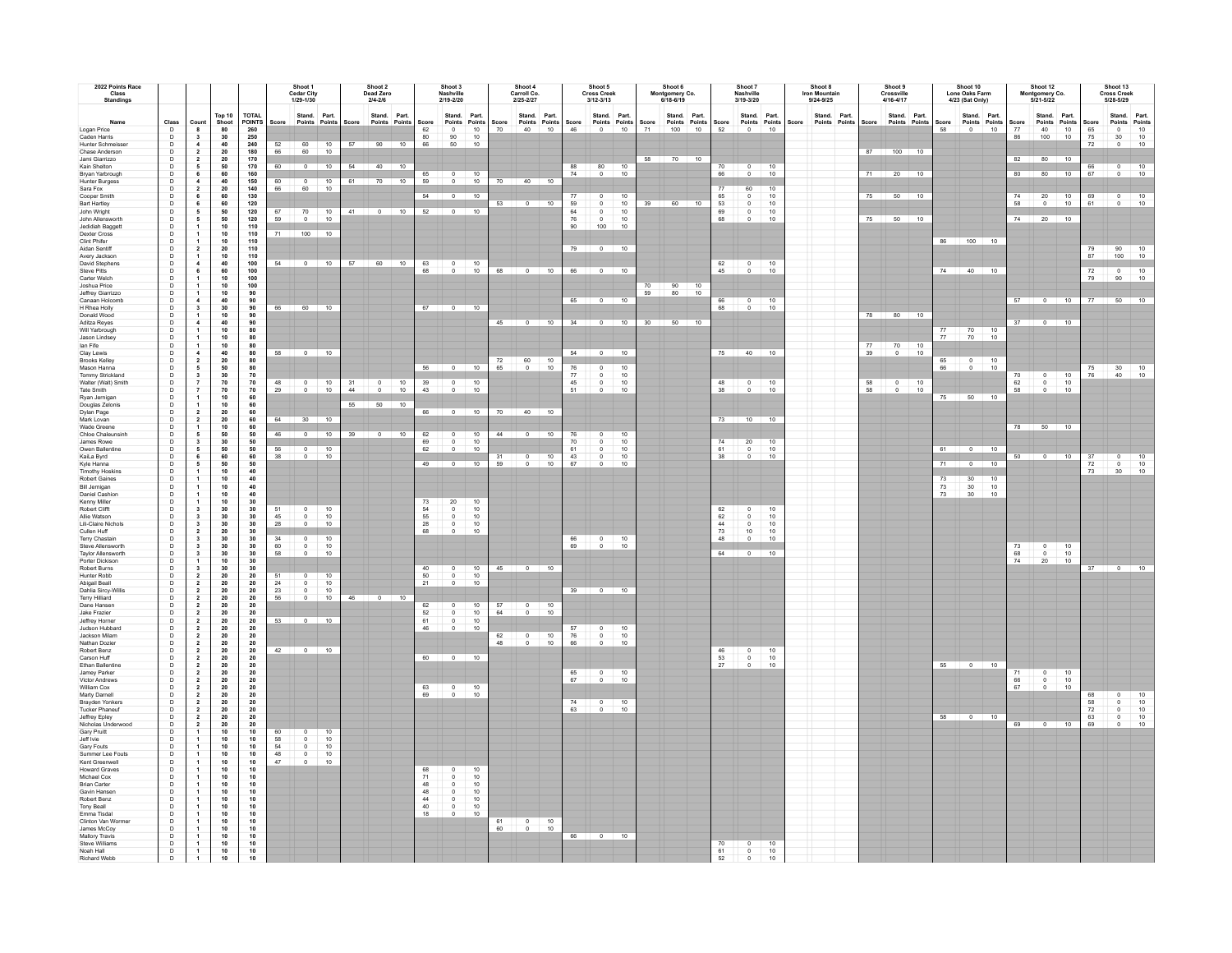| 2022 Points Race Class Standings | | | | | Shoot 1 Cedar City 1/29-1/30 | | | Shoot 2 Dead Zero 2/4-2/6 | | | Shoot 3 Nashville 2/19-2/20 | | | Shoot 4 Carroll Co. 2/25-2/27 | | | Shoot 5 Cross Creek 3/12-3/13 | | | Shoot 6 Montgomery Co. 6/18-6/19 | | | Shoot 7 Nashville 3/19-3/20 | | | Shoot 8 Iron Mountain 9/24-9/25 | | | Shoot 9 Crossville 4/16-4/17 | | | Shoot 10 Lone Oaks Farm 4/23 (Sat Only) | | | Shoot 12 Montgomery Co. 5/21-5/22 | | | Shoot 13 Cross Creek 5/28-5/29 | | |
|---|---|---|---|---|---|---|---|---|---|---|---|---|---|---|---|---|---|---|---|---|---|---|---|---|---|---|---|---|---|---|---|---|---|---|---|---|---|---|---|---|
| Name | Class | Count | Top 10 Shoot | TOTAL POINTS | Score | Stand. Points | Part. Points | Score | Stand. Points | Part. Points | Score | Stand. Points | Part. Points | Score | Stand. Points | Part. Points | Score | Stand. Points | Part. Points | Score | Stand. Points | Part. Points | Score | Stand. Points | Part. Points | Score | Stand. Points | Part. Points | Score | Stand. Points | Part. Points | Score | Stand. Points | Part. Points | Score | Stand. Points | Part. Points | Score | Stand. Points | Part. Points |
| Logan Price | D | 8 | 80 | 260 | | | | | | | 62 | 0 | 10 | 70 | 40 | 10 | 46 | 0 | 10 | 71 | 100 | 10 | 52 | 0 | 10 | | | | | | | 58 | 0 | 10 | 77 | 40 | 10 | 65 | 0 | 10 |
| Caden Harris | D | 3 | 30 | 250 | | | | | | | 80 | 90 | 10 | | | | | | | | | | | | | | | | | | | | | | 86 | 100 | 10 | 75 | 30 | 10 |
| Hunter Schmeisser | D | 4 | 40 | 240 | 52 | 60 | 10 | 57 | 90 | 10 | 66 | 50 | 10 | | | | | | | | | | | | | | | | | | | | | | | | | 72 | 0 | 10 |
| Chase Anderson | D | 2 | 20 | 180 | 66 | 60 | 10 | | | | | | | | | | | | | | | | | | | | | | 87 | 100 | 10 | | | | | | | | | |
| Jami Giarrizzo | D | 2 | 20 | 170 | | | | | | | | | | | | | | | | 58 | 70 | 10 | | | | | | | | | | | | | 82 | 80 | 10 | | | |
| Kain Shelton | D | 5 | 50 | 170 | 60 | 0 | 10 | 54 | 40 | 10 | | | | | | | 88 | 80 | 10 | | | | 70 | 0 | 10 | | | | | | | | | | | | | 66 | 0 | 10 |
| Bryan Yarbrough | D | 6 | 60 | 160 | | | | | | | 65 | 0 | 10 | | | | 74 | 0 | 10 | | | | 66 | 0 | 10 | | | | 71 | 20 | 10 | | | | 80 | 80 | 10 | 67 | 0 | 10 |
| Hunter Burgess | D | 4 | 40 | 150 | 60 | 0 | 10 | 61 | 70 | 10 | 59 | 0 | 10 | 70 | 40 | 10 | | | | | | | | | | | | | | | | | | | | | | | | |
| Sara Fox | D | 2 | 20 | 140 | 66 | 60 | 10 | | | | | | | | | | | | | | | | 77 | 60 | 10 | | | | | | | | | | | | | | | |
| Cooper Smith | D | 6 | 60 | 130 | | | | | | | 54 | 0 | 10 | | | | 77 | 0 | 10 | | | | 65 | 0 | 10 | | | | 75 | 50 | 10 | | | | 74 | 20 | 10 | 69 | 0 | 10 |
| Bart Hartley | D | 6 | 60 | 120 | | | | | | | | | | 53 | 0 | 10 | 59 | 0 | 10 | 39 | 60 | 10 | 53 | 0 | 10 | | | | | | | | | | 58 | 0 | 10 | 61 | 0 | 10 |
| John Wright | D | 5 | 50 | 120 | 67 | 70 | 10 | 41 | 0 | 10 | 52 | 0 | 10 | | | | 64 | 0 | 10 | | | | 69 | 0 | 10 | | | | | | | | | | | | | | | |
| John Allensworth | D | 5 | 50 | 120 | 59 | 0 | 10 | | | | | | | | | | 76 | 0 | 10 | | | | 68 | 0 | 10 | | | | 75 | 50 | 10 | | | | 74 | 20 | 10 | | | |
| Jedidiah Baggett | D | 1 | 10 | 110 | | | | | | | | | | | | | 90 | 100 | 10 | | | | | | | | | | | | | | | | | | | | | |
| Dexter Cross | D | 1 | 10 | 110 | 71 | 100 | 10 | | | | | | | | | | | | | | | | | | | | | | | | | | | | | | | | | |
| Clint Phifer | D | 1 | 10 | 110 | | | | | | | | | | | | | | | | | | | | | | | | | | | | 86 | 100 | 10 | | | | | | |
| Aidan Sentiff | D | 2 | 20 | 110 | | | | | | | | | | | | | 79 | 0 | 10 | | | | | | | | | | | | | | | | | | | 79 | 90 | 10 |
| Avery Jackson | D | 1 | 10 | 110 | | | | | | | | | | | | | | | | | | | | | | | | | | | | | | | | | | 87 | 100 | 10 |
| David Stephens | D | 4 | 40 | 100 | 54 | 0 | 10 | 57 | 60 | 10 | 63 | 0 | 10 | | | | | | | | | | 62 | 0 | 10 | | | | | | | | | | | | | | | |
| Steve Pitts | D | 6 | 60 | 100 | | | | | | | 68 | 0 | 10 | 68 | 0 | 10 | 66 | 0 | 10 | | | | 45 | 0 | 10 | | | | | | | 74 | 40 | 10 | | | | 72 | 0 | 10 |
| Carter Welch | D | 1 | 10 | 100 | | | | | | | | | | | | | | | | | | | | | | | | | | | | | | | | | | 79 | 90 | 10 |
| Joshua Price | D | 1 | 10 | 100 | | | | | | | | | | | | | | | | 70 | 90 | 10 | | | | | | | | | | | | | | | | | | |
| Jeffrey Giarrizzo | D | 1 | 10 | 90 | | | | | | | | | | | | | | | | 59 | 80 | 10 | | | | | | | | | | | | | | | | | | |
| Canaan Holcomb | D | 4 | 40 | 90 | | | | | | | | | | | | | 65 | 0 | 10 | | | | 66 | 0 | 10 | | | | | | | | | | 57 | 0 | 10 | 77 | 50 | 10 |
| H Rhea Holly | D | 3 | 30 | 90 | 66 | 60 | 10 | | | | 67 | 0 | 10 | | | | | | | | | | 68 | 0 | 10 | | | | | | | | | | | | | | | |
| Donald Wood | D | 1 | 10 | 90 | | | | | | | | | | | | | | | | | | | | | | | | | 78 | 80 | 10 | | | | | | | | | |
| Aditza Reyes | D | 4 | 40 | 90 | | | | | | | | | | 45 | 0 | 10 | 34 | 0 | 10 | 30 | 50 | 10 | | | | | | | | | | | | | 37 | 0 | 10 | | | |
| Will Yarbrough | D | 1 | 10 | 80 | | | | | | | | | | | | | | | | | | | | | | | | | | | | 77 | 70 | 10 | | | | | | |
| Jason Lindsey | D | 1 | 10 | 80 | | | | | | | | | | | | | | | | | | | | | | | | | | | | 77 | 70 | 10 | | | | | | |
| Ian Fife | D | 1 | 10 | 80 | | | | | | | | | | | | | | | | | | | | | | | | | 77 | 70 | 10 | | | | | | | | | |
| Clay Lewis | D | 4 | 40 | 80 | 58 | 0 | 10 | | | | | | | | | | 54 | 0 | 10 | | | | 75 | 40 | 10 | | | | 39 | 0 | 10 | | | | | | | | | |
| Brooks Kelley | D | 2 | 20 | 80 | | | | | | | | | | 72 | 60 | 10 | | | | | | | | | | | | | | | | 65 | 0 | 10 | | | | | | |
| Mason Hanna | D | 5 | 50 | 80 | | | | | | | 56 | 0 | 10 | 65 | 0 | 10 | 76 | 0 | 10 | | | | | | | | | | | | | 66 | 0 | 10 | | | | 75 | 30 | 10 |
| Tommy Strickland | D | 3 | 30 | 70 | | | | | | | | | | | | | 77 | 0 | 10 | | | | | | | | | | | | | | | | 70 | 0 | 10 | 76 | 40 | 10 |
| Walter (Walt) Smith | D | 7 | 70 | 70 | 48 | 0 | 10 | 31 | 0 | 10 | 39 | 0 | 10 | | | | 45 | 0 | 10 | | | | 48 | 0 | 10 | | | | 58 | 0 | 10 | | | | 62 | 0 | 10 | | | |
| Tate Smith | D | 7 | 70 | 70 | 29 | 0 | 10 | 44 | 0 | 10 | 43 | 0 | 10 | | | | 51 | 0 | 10 | | | | 38 | 0 | 10 | | | | 58 | 0 | 10 | | | | 58 | 0 | 10 | | | |
| Ryan Jernigan | D | 1 | 10 | 60 | | | | | | | | | | | | | | | | | | | | | | | | | | | | 75 | 50 | 10 | | | | | | |
| Douglas Zelonis | D | 1 | 10 | 60 | | | | 55 | 50 | 10 | | | | | | | | | | | | | | | | | | | | | | | | | | | | | | |
| Dylan Page | D | 2 | 20 | 60 | | | | | | | 66 | 0 | 10 | 70 | 40 | 10 | | | | | | | | | | | | | | | | | | | | | | | | |
| Mark Lovan | D | 2 | 20 | 60 | 64 | 30 | 10 | | | | | | | | | | | | | | | | 73 | 10 | 10 | | | | | | | | | | | | | | | |
| Wade Greene | D | 1 | 10 | 60 | | | | | | | | | | | | | | | | | | | | | | | | | | | | | | | 78 | 50 | 10 | | | |
| Chloe Chaleunsinh | D | 5 | 50 | 50 | 46 | 0 | 10 | 39 | 0 | 10 | 62 | 0 | 10 | 44 | 0 | 10 | 76 | 0 | 10 | | | | | | | | | | | | | | | | | | | | | |
| James Rowe | D | 3 | 30 | 50 | | | | | | | 69 | 0 | 10 | | | | 70 | 0 | 10 | | | | 74 | 20 | 10 | | | | | | | | | | | | | | | |
| Owen Ballentine | D | 5 | 50 | 50 | 56 | 0 | 10 | | | | 62 | 0 | 10 | | | | 61 | 0 | 10 | | | | 61 | 0 | 10 | | | | | | | 61 | 0 | 10 | | | | | | |
| KaiLa Byrd | D | 6 | 60 | 50 | 38 | 0 | 10 | | | | | | | 31 | 0 | 10 | 43 | 0 | 10 | | | | 38 | 0 | 10 | | | | | | | | | | 50 | 0 | 10 | 37 | 0 | 10 |
| Kyle Hanna | D | 5 | 50 | 50 | | | | | | | 49 | 0 | 10 | 59 | 0 | 10 | 67 | 0 | 10 | | | | | | | | | | | | | 71 | 0 | 10 | | | | 72 | 0 | 10 |
| Timothy Hoskins | D | 1 | 10 | 40 | | | | | | | | | | | | | | | | | | | | | | | | | | | | | | | | | | 73 | 30 | 10 |
| Robert Gaines | D | 1 | 10 | 40 | | | | | | | | | | | | | | | | | | | | | | | | | | | | 73 | 30 | 10 | | | | | | |
| Bill Jernigan | D | 1 | 10 | 40 | | | | | | | | | | | | | | | | | | | | | | | | | | | | 73 | 30 | 10 | | | | | | |
| Daniel Cashion | D | 1 | 10 | 40 | | | | | | | | | | | | | | | | | | | | | | | | | | | | 73 | 30 | 10 | | | | | | |
| Kenny Miller | D | 1 | 10 | 30 | | | | | | | 73 | 20 | 10 | | | | | | | | | | | | | | | | | | | | | | | | | | | |
| Robert Clifft | D | 3 | 30 | 30 | 51 | 0 | 10 | | | | 54 | 0 | 10 | | | | | | | | | | 62 | 0 | 10 | | | | | | | | | | | | | | | |
| Allie Watson | D | 3 | 30 | 30 | 45 | 0 | 10 | | | | 55 | 0 | 10 | | | | | | | | | | 62 | 0 | 10 | | | | | | | | | | | | | | | |
| Lili-Claire Nichols | D | 3 | 30 | 30 | 28 | 0 | 10 | | | | 28 | 0 | 10 | | | | | | | | | | 44 | 0 | 10 | | | | | | | | | | | | | | | |
| Cullen Huff | D | 2 | 20 | 30 | | | | | | | 68 | 0 | 10 | | | | | | | | | | 73 | 10 | 10 | | | | | | | | | | | | | | | |
| Terry Chastain | D | 3 | 30 | 30 | 34 | 0 | 10 | | | | | | | | | | 66 | 0 | 10 | | | | 48 | 0 | 10 | | | | | | | | | | | | | | | |
| Steve Allensworth | D | 3 | 30 | 30 | 60 | 0 | 10 | | | | | | | | | | 69 | 0 | 10 | | | | | | | | | | | | | | | | 73 | 0 | 10 | | | |
| Taylor Allensworth | D | 3 | 30 | 30 | 58 | 0 | 10 | | | | | | | | | | | | | | | | 64 | 0 | 10 | | | | | | | | | | 68 | 0 | 10 | | | |
| Porter Dickison | D | 1 | 10 | 30 | | | | | | | | | | | | | | | | | | | | | | | | | | | | | | | 74 | 20 | 10 | | | |
| Robert Burns | D | 3 | 30 | 30 | | | | | | | 40 | 0 | 10 | 45 | 0 | 10 | | | | | | | | | | | | | | | | | | | | | | 37 | 0 | 10 |
| Hunter Robb | D | 2 | 20 | 20 | 51 | 0 | 10 | | | | 50 | 0 | 10 | | | | | | | | | | | | | | | | | | | | | | | | | | | |
| Abigail Beall | D | 2 | 20 | 20 | 24 | 0 | 10 | | | | 21 | 0 | 10 | | | | | | | | | | | | | | | | | | | | | | | | | | | |
| Dahlia Sircy-Willis | D | 2 | 20 | 20 | 23 | 0 | 10 | | | | | | | | | | 39 | 0 | 10 | | | | | | | | | | | | | | | | | | | | | |
| Terry Hilliard | D | 2 | 20 | 20 | 56 | 0 | 10 | 46 | 0 | 10 | | | | | | | | | | | | | | | | | | | | | | | | | | | | | | |
| Dane Hansen | D | 2 | 20 | 20 | | | | | | | 62 | 0 | 10 | 57 | 0 | 10 | | | | | | | | | | | | | | | | | | | | | | | | |
| Jake Frazier | D | 2 | 20 | 20 | | | | | | | 52 | 0 | 10 | 64 | 0 | 10 | | | | | | | | | | | | | | | | | | | | | | | | |
| Jeffrey Horner | D | 2 | 20 | 20 | 53 | 0 | 10 | | | | 61 | 0 | 10 | | | | | | | | | | | | | | | | | | | | | | | | | | | |
| Judson Hubbard | D | 2 | 20 | 20 | | | | | | | 46 | 0 | 10 | | | | 57 | 0 | 10 | | | | | | | | | | | | | | | | | | | | | |
| Jackson Milam | D | 2 | 20 | 20 | | | | | | | | | | 62 | 0 | 10 | 76 | 0 | 10 | | | | | | | | | | | | | | | | | | | | | |
| Nathan Dozier | D | 2 | 20 | 20 | | | | | | | | | | 48 | 0 | 10 | 66 | 0 | 10 | | | | | | | | | | | | | | | | | | | | | |
| Robert Benz | D | 2 | 20 | 20 | 42 | 0 | 10 | | | | | | | | | | | | | | | | 46 | 0 | 10 | | | | | | | | | | | | | | | |
| Carson Huff | D | 2 | 20 | 20 | | | | | | | 60 | 0 | 10 | | | | | | | | | | 53 | 0 | 10 | | | | | | | | | | | | | | | |
| Ethan Ballentine | D | 2 | 20 | 20 | | | | | | | | | | | | | | | | | | | 27 | 0 | 10 | | | | | | | 55 | 0 | 10 | | | | | | |
| Jamey Parker | D | 2 | 20 | 20 | | | | | | | | | | | | | 65 | 0 | 10 | | | | | | | | | | | | | | | | 71 | 0 | 10 | | | |
| Victor Andrews | D | 2 | 20 | 20 | | | | | | | | | | | | | 67 | 0 | 10 | | | | | | | | | | | | | | | | 66 | 0 | 10 | | | |
| William Cox | D | 2 | 20 | 20 | | | | | | | 63 | 0 | 10 | | | | | | | | | | | | | | | | | | | | | | 67 | 0 | 10 | | | |
| Marty Darnell | D | 2 | 20 | 20 | | | | | | | 69 | 0 | 10 | | | | | | | | | | | | | | | | | | | | | | | | | 68 | 0 | 10 |
| Brayden Yonkers | D | 2 | 20 | 20 | | | | | | | | | | | | | 74 | 0 | 10 | | | | | | | | | | | | | | | | | | | 58 | 0 | 10 |
| Tucker Phaneuf | D | 2 | 20 | 20 | | | | | | | | | | | | | 63 | 0 | 10 | | | | | | | | | | | | | | | | | | | 72 | 0 | 10 |
| Jeffrey Epley | D | 2 | 20 | 20 | | | | | | | | | | | | | | | | | | | | | | | | | | | | 58 | 0 | 10 | | | | 63 | 0 | 10 |
| Nicholas Underwood | D | 2 | 20 | 20 | | | | | | | | | | | | | | | | | | | | | | | | | | | | | | | 69 | 0 | 10 | 69 | 0 | 10 |
| Gary Pruitt | D | 1 | 10 | 10 | 60 | 0 | 10 | | | | | | | | | | | | | | | | | | | | | | | | | | | | | | | | | |
| Jeff Ivie | D | 1 | 10 | 10 | 58 | 0 | 10 | | | | | | | | | | | | | | | | | | | | | | | | | | | | | | | | | |
| Gary Fouts | D | 1 | 10 | 10 | 54 | 0 | 10 | | | | | | | | | | | | | | | | | | | | | | | | | | | | | | | | | |
| Summer Lee Fouts | D | 1 | 10 | 10 | 48 | 0 | 10 | | | | | | | | | | | | | | | | | | | | | | | | | | | | | | | | | |
| Kent Greenwell | D | 1 | 10 | 10 | 47 | 0 | 10 | | | | | | | | | | | | | | | | | | | | | | | | | | | | | | | | | |
| Howard Graves | D | 1 | 10 | 10 | | | | | | | 68 | 0 | 10 | | | | | | | | | | | | | | | | | | | | | | | | | | | |
| Michael Cox | D | 1 | 10 | 10 | | | | | | | 71 | 0 | 10 | | | | | | | | | | | | | | | | | | | | | | | | | | | |
| Brian Carter | D | 1 | 10 | 10 | | | | | | | 48 | 0 | 10 | | | | | | | | | | | | | | | | | | | | | | | | | | | |
| Gavin Hansen | D | 1 | 10 | 10 | | | | | | | 48 | 0 | 10 | | | | | | | | | | | | | | | | | | | | | | | | | | | |
| Robert Benz | D | 1 | 10 | 10 | | | | | | | 44 | 0 | 10 | | | | | | | | | | | | | | | | | | | | | | | | | | | |
| Tony Beall | D | 1 | 10 | 10 | | | | | | | 40 | 0 | 10 | | | | | | | | | | | | | | | | | | | | | | | | | | | |
| Emma Tisdal | D | 1 | 10 | 10 | | | | | | | 18 | 0 | 10 | | | | | | | | | | | | | | | | | | | | | | | | | | | |
| Clinton Van Wormer | D | 1 | 10 | 10 | | | | | | | | | | 61 | 0 | 10 | | | | | | | | | | | | | | | | | | | | | | | | |
| James McCoy | D | 1 | 10 | 10 | | | | | | | | | | 60 | 0 | 10 | | | | | | | | | | | | | | | | | | | | | | | | |
| Mallory Travis | D | 1 | 10 | 10 | | | | | | | | | | | | | 66 | 0 | 10 | | | | | | | | | | | | | | | | | | | | | |
| Steve Williams | D | 1 | 10 | 10 | | | | | | | | | | | | | | | | | | | 70 | 0 | 10 | | | | | | | | | | | | | | | |
| Noah Hall | D | 1 | 10 | 10 | | | | | | | | | | | | | | | | | | | 61 | 0 | 10 | | | | | | | | | | | | | | | |
| Richard Webb | D | 1 | 10 | 10 | | | | | | | | | | | | | | | | | | | 52 | 0 | 10 | | | | | | | | | | | | | | | |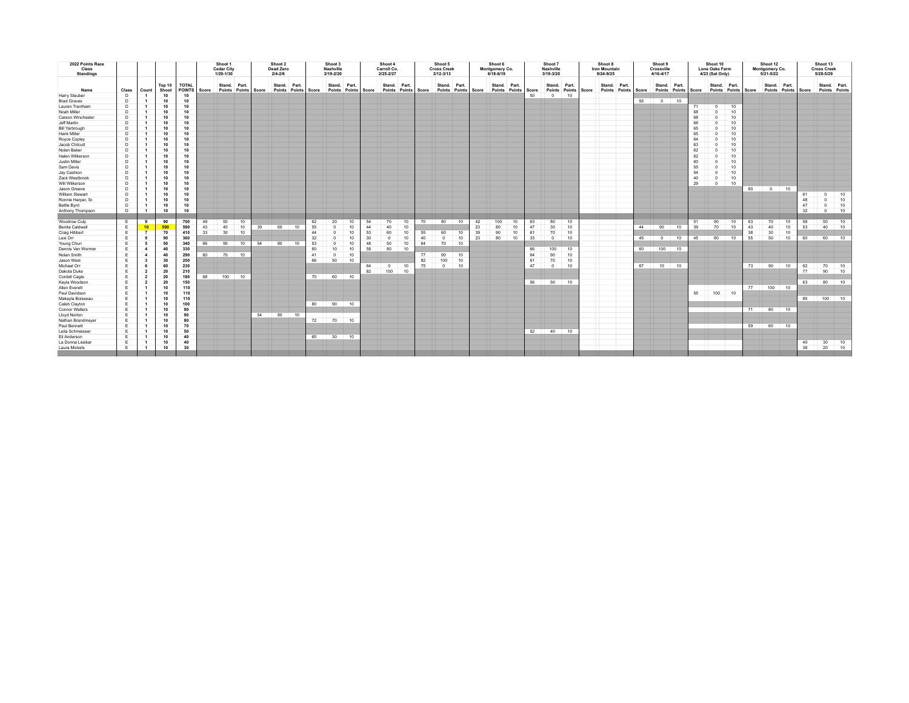| 2022 Points Race Class Standings | | | | | Shoot 1 Cedar City 1/29-1/30 | | | Shoot 2 Dead Zero 2/4-2/6 | | | Shoot 3 Nashville 2/19-2/20 | | | Shoot 4 Carroll Co. 2/25-2/27 | | | Shoot 5 Cross Creek 3/12-3/13 | | | Shoot 6 Montgomery Co. 6/18-6/19 | | | Shoot 7 Nashville 3/19-3/20 | | | Shoot 8 Iron Mountain 9/24-9/25 | | | Shoot 9 Crossville 4/16-4/17 | | | Shoot 10 Lone Oaks Farm 4/23 (Sat Only) | | | Shoot 12 Montgomery Co. 5/21-5/22 | | | Shoot 13 Cross Creek 5/28-5/29 | | |
|---|---|---|---|---|---|---|---|---|---|---|---|---|---|---|---|---|---|---|---|---|---|---|---|---|---|---|---|---|---|---|---|---|---|---|---|---|---|---|---|---|---|---|---|
| Name | Class | Count | Top 10 Shoot | TOTAL POINTS | Score | Stand. Points | Part. Points | Score | Stand. Points | Part. Points | Score | Stand. Points | Part. Points | Score | Stand. Points | Part. Points | Score | Stand. Points | Part. Points | Score | Stand. Points | Part. Points | Score | Stand. Points | Part. Points | Score | Stand. Points | Part. Points | Score | Stand. Points | Part. Points | Score | Stand. Points | Part. Points | Score | Stand. Points | Part. Points | Score | Stand. Points | Part. Points |
| Harry Steuber | D | 1 | 10 | 10 | | | | | | | | | | | | | | | | | | | 50 | 0 | 10 | | | | | | | | | | | | | | | |
| Brad Graves | D | 1 | 10 | 10 | | | | | | | | | | | | | | | | | | | | | | | | | 55 | 0 | 10 | | | | | | | | | |
| Lauren Trantham | D | 1 | 10 | 10 | | | | | | | | | | | | | | | | | | | | | | | | | | | | 71 | 0 | 10 | | | | | | |
| Noah Miller | D | 1 | 10 | 10 | | | | | | | | | | | | | | | | | | | | | | | | | | | | 68 | 0 | 10 | | | | | | |
| Carson Winchester | D | 1 | 10 | 10 | | | | | | | | | | | | | | | | | | | | | | | | | | | | 68 | 0 | 10 | | | | | | |
| Jeff Martin | D | 1 | 10 | 10 | | | | | | | | | | | | | | | | | | | | | | | | | | | | 68 | 0 | 10 | | | | | | |
| Bill Yarbrough | D | 1 | 10 | 10 | | | | | | | | | | | | | | | | | | | | | | | | | | | | 65 | 0 | 10 | | | | | | |
| Hank Miller | D | 1 | 10 | 10 | | | | | | | | | | | | | | | | | | | | | | | | | | | | 65 | 0 | 10 | | | | | | |
| Royce Copley | D | 1 | 10 | 10 | | | | | | | | | | | | | | | | | | | | | | | | | | | | 64 | 0 | 10 | | | | | | |
| Jacob Chilcutt | D | 1 | 10 | 10 | | | | | | | | | | | | | | | | | | | | | | | | | | | | 63 | 0 | 10 | | | | | | |
| Nolan Baker | D | 1 | 10 | 10 | | | | | | | | | | | | | | | | | | | | | | | | | | | | 62 | 0 | 10 | | | | | | |
| Halen Wilkerson | D | 1 | 10 | 10 | | | | | | | | | | | | | | | | | | | | | | | | | | | | 62 | 0 | 10 | | | | | | |
| Justin Miller | D | 1 | 10 | 10 | | | | | | | | | | | | | | | | | | | | | | | | | | | | 60 | 0 | 10 | | | | | | |
| Sam Davis | D | 1 | 10 | 10 | | | | | | | | | | | | | | | | | | | | | | | | | | | | 55 | 0 | 10 | | | | | | |
| Jay Cashion | D | 1 | 10 | 10 | | | | | | | | | | | | | | | | | | | | | | | | | | | | 54 | 0 | 10 | | | | | | |
| Zack Westbrook | D | 1 | 10 | 10 | | | | | | | | | | | | | | | | | | | | | | | | | | | | 40 | 0 | 10 | | | | | | |
| Will Wilkerson | D | 1 | 10 | 10 | | | | | | | | | | | | | | | | | | | | | | | | | | | | 29 | 0 | 10 | | | | | | |
| Jason Greene | D | 1 | 10 | 10 | | | | | | | | | | | | | | | | | | | | | | | | | | | | | | | 60 | 0 | 10 | | | |
| William Stewart | D | 1 | 10 | 10 | | | | | | | | | | | | | | | | | | | | | | | | | | | | | | | | | | 61 | 0 | 10 |
| Ronnie Harper, Sr. | D | 1 | 10 | 10 | | | | | | | | | | | | | | | | | | | | | | | | | | | | | | | | | | 48 | 0 | 10 |
| Battle Byrd | D | 1 | 10 | 10 | | | | | | | | | | | | | | | | | | | | | | | | | | | | | | | | | | 47 | 0 | 10 |
| Anthony Thompson | D | 1 | 10 | 10 | | | | | | | | | | | | | | | | | | | | | | | | | | | | | | | | | | 32 | 0 | 10 |
| Woodrow Culp | E | 9 | 90 | 700 | 49 | 50 | 10 | | | | 62 | 20 | 10 | 54 | 70 | 10 | 70 | 80 | 10 | 42 | 100 | 10 | 63 | 80 | 10 | | | | | | | 51 | 90 | 10 | 63 | 70 | 10 | 58 | 50 | 10 |
| Benita Caldwell | E | 10 | 590 | 590 | 43 | 40 | 10 | 39 | 60 | 10 | 55 | 0 | 10 | 44 | 40 | 10 | | | | 23 | 80 | 10 | 47 | 30 | 10 | | | | 44 | 90 | 10 | 39 | 70 | 10 | 43 | 40 | 10 | 53 | 40 | 10 |
| Craig Hibbert | E | 7 | 70 | 410 | 33 | 30 | 10 | | | | 44 | 0 | 10 | 53 | 60 | 10 | 55 | 60 | 10 | 39 | 90 | 10 | 61 | 70 | 10 | | | | | | | | | | 38 | 30 | 10 | | | |
| Lexi Orr | E | 9 | 90 | 360 | | | | | | | 32 | 0 | 10 | 30 | 0 | 10 | 40 | 0 | 10 | 23 | 80 | 10 | 33 | 0 | 10 | | | | 45 | 0 | 10 | 45 | 80 | 10 | 55 | 50 | 10 | 60 | 60 | 10 |
| Young Chun | E | 5 | 50 | 340 | 66 | 90 | 10 | 54 | 80 | 10 | 53 | 0 | 10 | 48 | 50 | 10 | 64 | 70 | 10 | | | | | | | | | | | | | | | | | | | | | |
| Dennis Van Wormer | E | 4 | 40 | 330 | | | | | | | 60 | 10 | 10 | 58 | 80 | 10 | | | | | | | 66 | 100 | 10 | | | | 60 | 100 | 10 | | | | | | | | | |
| Nolan Smith | E | 4 | 40 | 290 | 60 | 70 | 10 | | | | 41 | 0 | 10 | | | | 77 | 90 | 10 | | | | 64 | 90 | 10 | | | | | | | | | | | | | | | |
| Jason West | E | 3 | 30 | 250 | | | | | | | 66 | 50 | 10 | | | | 82 | 100 | 10 | | | | 61 | 70 | 10 | | | | | | | | | | | | | | | |
| Michael Orr | E | 6 | 60 | 230 | | | | | | | | | | 64 | 0 | 10 | 75 | 0 | 10 | | | | 47 | 0 | 10 | | | | 67 | 10 | 10 | | | | 73 | 90 | 10 | 62 | 70 | 10 |
| Dakota Duke | E | 2 | 20 | 210 | | | | | | | | | | 82 | 100 | 10 | | | | | | | | | | | | | | | | | | | | | | 77 | 90 | 10 |
| Cordell Cagle | E | 2 | 20 | 180 | 68 | 100 | 10 | | | | 70 | 60 | 10 | | | | | | | | | | | | | | | | | | | | | | | | | | | |
| Kayla Woodson | E | 2 | 20 | 150 | | | | | | | | | | | | | | | | | | | 56 | 50 | 10 | | | | | | | | | | | | | 63 | 80 | 10 |
| Allen Everett | E | 1 | 10 | 110 | | | | | | | | | | | | | | | | | | | | | | | | | | | | | | | 77 | 100 | 10 | | | |
| Paul Davidson | E | 1 | 10 | 110 | | | | | | | | | | | | | | | | | | | | | | | | | | | | 55 | 100 | 10 | | | | | | |
| Makayla Boisseau | E | 1 | 10 | 110 | | | | | | | | | | | | | | | | | | | | | | | | | | | | | | | | | | 85 | 100 | 10 |
| Caleb Clayton | E | 1 | 10 | 100 | | | | | | | 80 | 90 | 10 | | | | | | | | | | | | | | | | | | | | | | | | | | | |
| Connor Walters | E | 1 | 10 | 90 | | | | | | | | | | | | | | | | | | | | | | | | | | | | | | | 71 | 80 | 10 | | | |
| Lloyd Norton | E | 1 | 10 | 90 | | | | 54 | 80 | 10 | | | | | | | | | | | | | | | | | | | | | | | | | | | | | | |
| Nathan Brandmeyer | E | 1 | 10 | 80 | | | | | | | 72 | 70 | 10 | | | | | | | | | | | | | | | | | | | | | | | | | | | |
| Paul Bennett | E | 1 | 10 | 70 | | | | | | | | | | | | | | | | | | | | | | | | | | | | | | | 59 | 60 | 10 | | | |
| Leila Schmeisser | E | 1 | 10 | 50 | | | | | | | | | | | | | | | | | | | 52 | 40 | 10 | | | | | | | | | | | | | | | |
| Eli Anderson | E | 1 | 10 | 40 | | | | | | | 65 | 30 | 10 | | | | | | | | | | | | | | | | | | | | | | | | | | | |
| La Donna Lesikar | E | 1 | 10 | 40 | | | | | | | | | | | | | | | | | | | | | | | | | | | | | | | | | | 40 | 30 | 10 |
| Laura Mickels | E | 1 | 10 | 30 | | | | | | | | | | | | | | | | | | | | | | | | | | | | | | | | | | 38 | 20 | 10 |